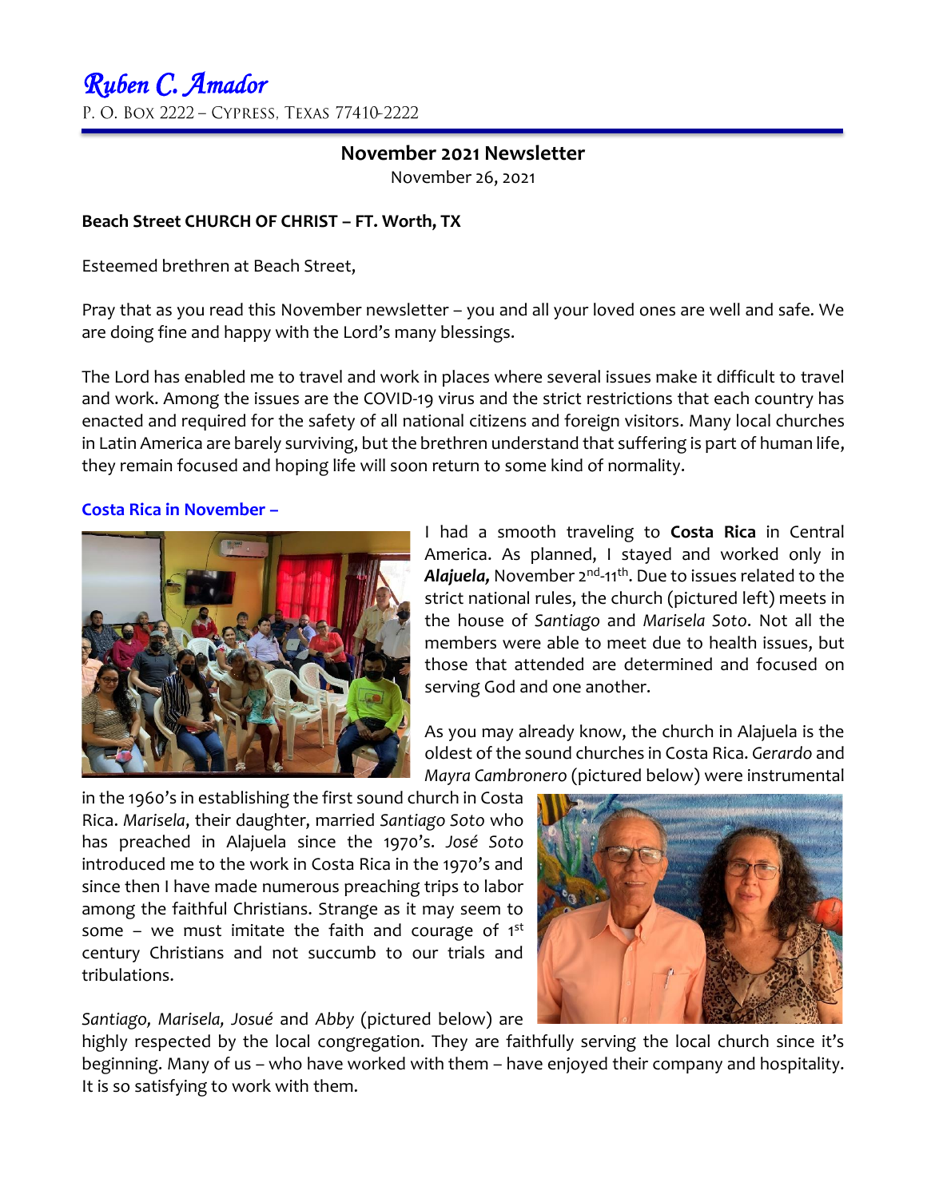# *Ruben C. Amador*

P. O. Box 2222 – Cypress, Texas 77410-2222

## November 2021 Newsletter

November 26, 2021

**Beach Street CHURCH OF CHRIST – FT. Worth, TX**

Esteemed brethren at Beach Street,

Pray that as you read this November newsletter – you and all your loved ones are well and safe. We are doing fine and happy with the Lord's many blessings.

The Lord has enabled me to travel and work in places where several issues make it difficult to travel and work. Among the issues are the COVID-19 virus and the strict restrictions that each country has enacted and required for the safety of all national citizens and foreign visitors. Many local churches in Latin America are barely surviving, but the brethren understand that suffering is part of human life, they remain focused and hoping life will soon return to some kind of normality.

### Costa Rica in November –

I had a smooth traveling to **Costa Rica** in Central America. As planned, I stayed and worked only in ***Alajuela,*** November 2nd-11th. Due to issues related to the strict national rules, the church (pictured left) meets in the house of *Santiago* and *Marisela Soto*. Not all the members were able to meet due to health issues, but those that attended are determined and focused on serving God and one another.

As you may already know, the church in Alajuela is the oldest of the sound churches in Costa Rica. *Gerardo* and *Mayra Cambronero* (pictured below) were instrumental in the 1960's in establishing the first sound church in Costa Rica. *Marisela*, their daughter, married *Santiago Soto* who has preached in Alajuela since the 1970's. *José Soto* introduced me to the work in Costa Rica in the 1970's and since then I have made numerous preaching trips to labor among the faithful Christians. Strange as it may seem to some – we must imitate the faith and courage of 1st century Christians and not succumb to our trials and tribulations.

*Santiago, Marisela, Josué* and *Abby* (pictured below) are highly respected by the local congregation. They are faithfully serving the local church since it's beginning. Many of us – who have worked with them – have enjoyed their company and hospitality. It is so satisfying to work with them.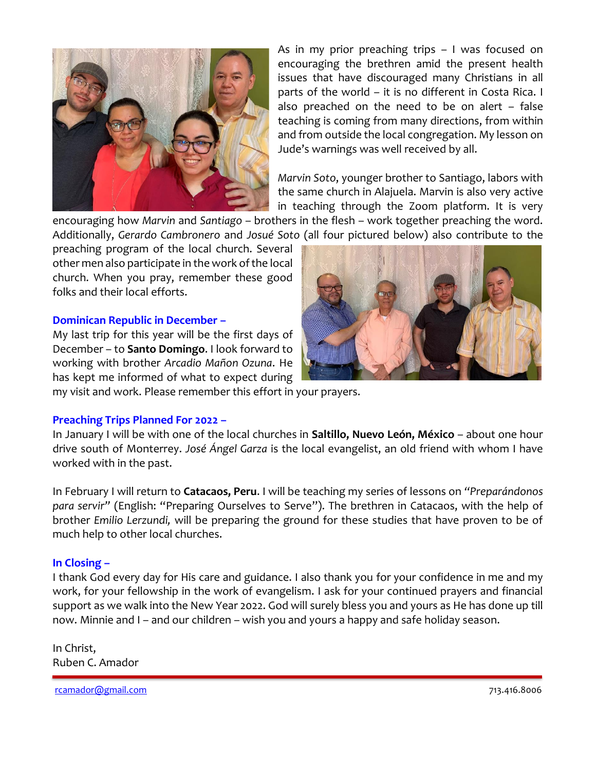As in my prior preaching trips – I was focused on encouraging the brethren amid the present health issues that have discouraged many Christians in all parts of the world – it is no different in Costa Rica. I also preached on the need to be on alert – false teaching is coming from many directions, from within and from outside the local congregation. My lesson on Jude's warnings was well received by all.

*Marvin Soto*, younger brother to Santiago, labors with the same church in Alajuela. Marvin is also very active in teaching through the Zoom platform. It is very encouraging how *Marvin* and *Santiago* – brothers in the flesh – work together preaching the word. Additionally, *Gerardo Cambronero* and *Josué Soto* (all four pictured below) also contribute to the preaching program of the local church. Several other men also participate in the work of the local church. When you pray, remember these good folks and their local efforts.

### Dominican Republic in December –

My last trip for this year will be the first days of December – to **Santo Domingo**. I look forward to working with brother *Arcadio Mañon Ozuna*. He has kept me informed of what to expect during my visit and work. Please remember this effort in your prayers.

### Preaching Trips Planned For 2022 –

In January I will be with one of the local churches in **Saltillo, Nuevo León, México** – about one hour drive south of Monterrey. *José Ángel Garza* is the local evangelist, an old friend with whom I have worked with in the past.

In February I will return to **Catacaos, Peru**. I will be teaching my series of lessons on "*Preparándonos para servir*" (English: "Preparing Ourselves to Serve"). The brethren in Catacaos, with the help of brother *Emilio Lerzundi,* will be preparing the ground for these studies that have proven to be of much help to other local churches.

### In Closing –

I thank God every day for His care and guidance. I also thank you for your confidence in me and my work, for your fellowship in the work of evangelism. I ask for your continued prayers and financial support as we walk into the New Year 2022. God will surely bless you and yours as He has done up till now. Minnie and I – and our children – wish you and yours a happy and safe holiday season.

In Christ,
Ruben C. Amador

rcamador@gmail.com 713.416.8006